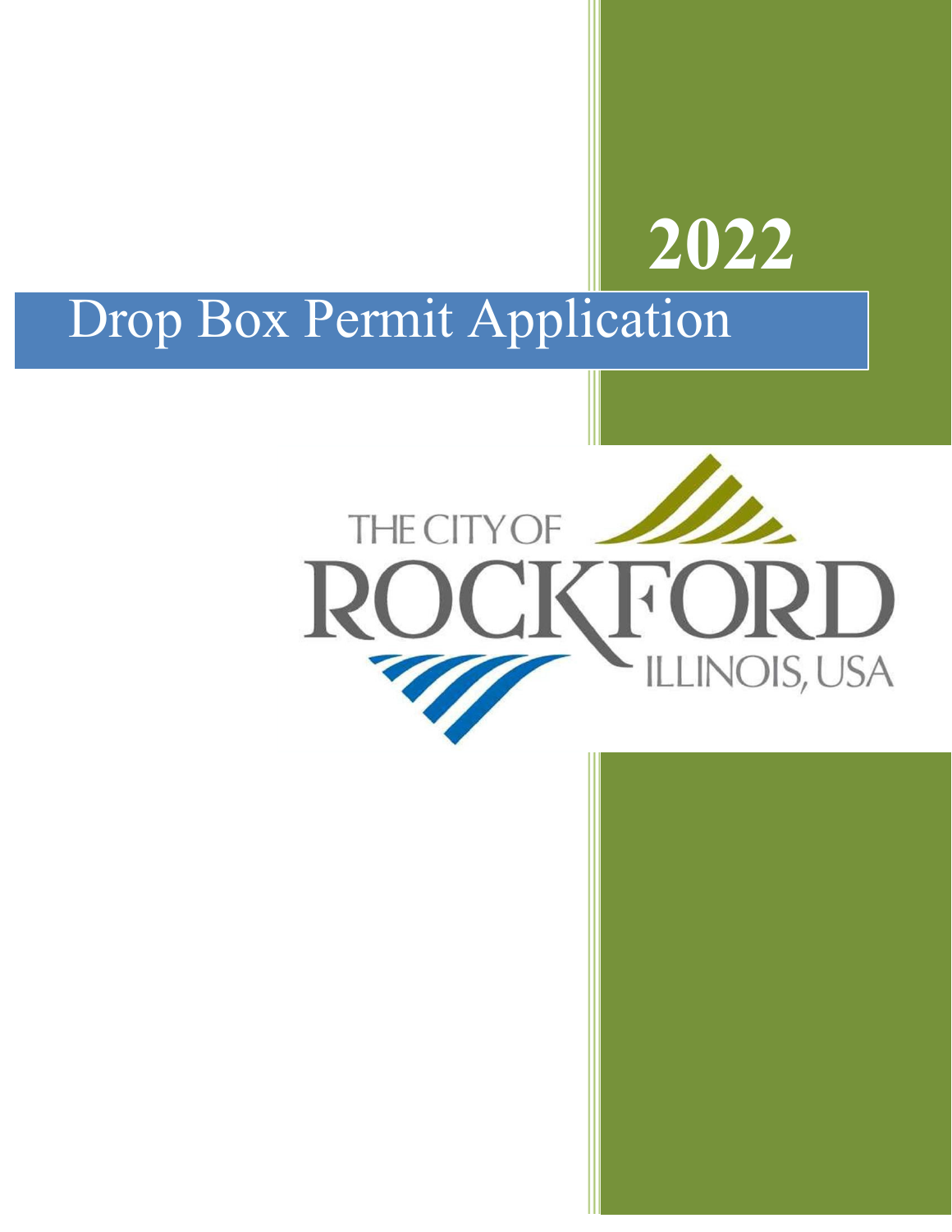# 2022

# Drop Box Permit Application

THE CITY OF ROCKFORD ILLINOIS, USA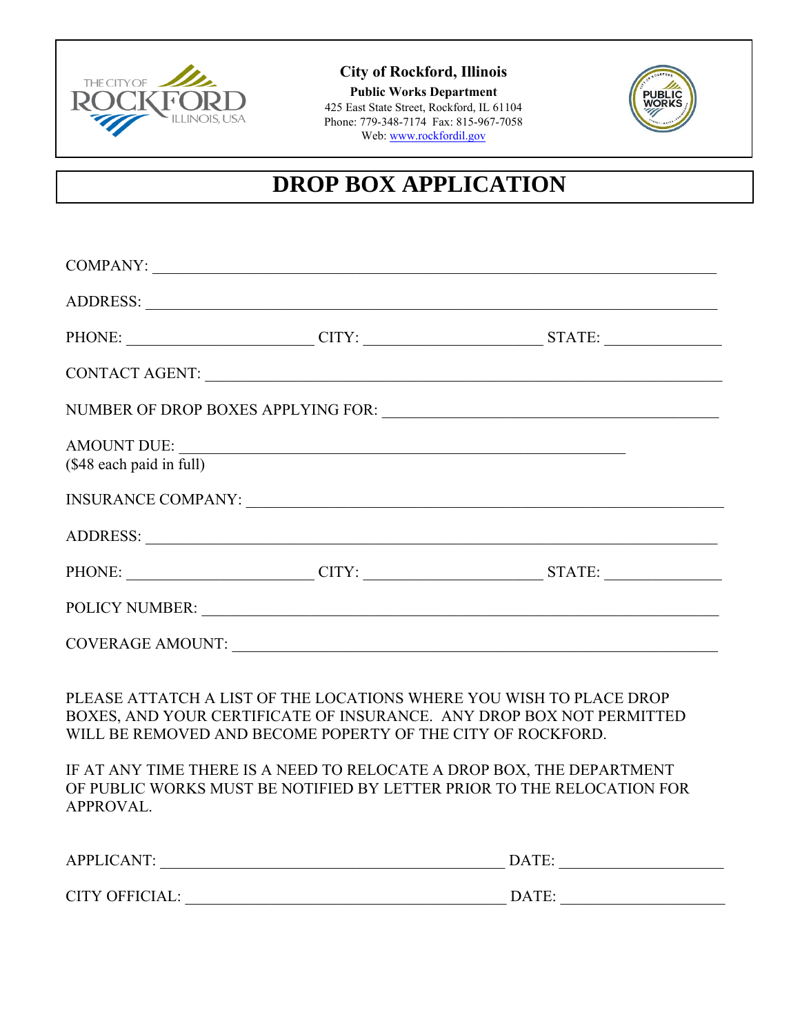**City of Rockford, Illinois**

**Public Works Department**

425 East State Street, Rockford, IL 61104

Phone: 779-348-7174 Fax: 815-967-7058

Web: www.rockfordil.gov

# DROP BOX APPLICATION

COMPANY: ______________________________________________________________

ADDRESS: ______________________________________________________________

PHONE: ______________________ CITY: ______________________ STATE: ______________

CONTACT AGENT: ________________________________________________________

NUMBER OF DROP BOXES APPLYING FOR: ____________________________________

AMOUNT DUE: __________________________________________________
($48 each paid in full)

INSURANCE COMPANY: _____________________________________________________

ADDRESS: ______________________________________________________________

PHONE: ______________________ CITY: ______________________ STATE: ______________

POLICY NUMBER: ________________________________________________________

COVERAGE AMOUNT: ______________________________________________________

PLEASE ATTATCH A LIST OF THE LOCATIONS WHERE YOU WISH TO PLACE DROP BOXES, AND YOUR CERTIFICATE OF INSURANCE. ANY DROP BOX NOT PERMITTED WILL BE REMOVED AND BECOME POPERTY OF THE CITY OF ROCKFORD.

IF AT ANY TIME THERE IS A NEED TO RELOCATE A DROP BOX, THE DEPARTMENT OF PUBLIC WORKS MUST BE NOTIFIED BY LETTER PRIOR TO THE RELOCATION FOR APPROVAL.

APPLICANT: ________________________________________ DATE: ____________________

CITY OFFICIAL: _____________________________________ DATE: ____________________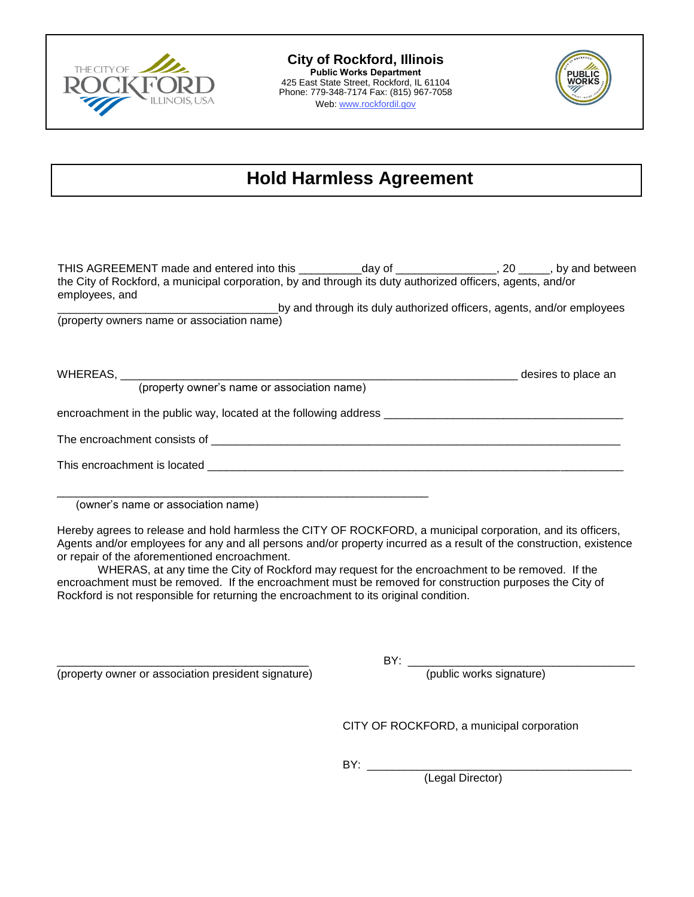**City of Rockford, Illinois**
**Public Works Department**
425 East State Street, Rockford, IL 61104
Phone: 779-348-7174 Fax: (815) 967-7058
Web: www.rockfordil.gov

# Hold Harmless Agreement

THIS AGREEMENT made and entered into this __________day of ________________, 20 _____, by and between the City of Rockford, a municipal corporation, by and through its duty authorized officers, agents, and/or employees, and
_____________________________________by and through its duly authorized officers, agents, and/or employees
(property owners name or association name)

WHEREAS, ___________________________________________________________________ desires to place an
(property owner's name or association name)

encroachment in the public way, located at the following address _________________________________________

The encroachment consists of ______________________________________________________________________

This encroachment is located _______________________________________________________________________

_______________________________________________________________
(owner's name or association name)

Hereby agrees to release and hold harmless the CITY OF ROCKFORD, a municipal corporation, and its officers, Agents and/or employees for any and all persons and/or property incurred as a result of the construction, existence or repair of the aforementioned encroachment.

WHERAS, at any time the City of Rockford may request for the encroachment to be removed. If the encroachment must be removed. If the encroachment must be removed for construction purposes the City of Rockford is not responsible for returning the encroachment to its original condition.

__________________________________________
(property owner or association president signature)

BY: ______________________________________
(public works signature)

CITY OF ROCKFORD, a municipal corporation

BY: ______________________________________________
(Legal Director)